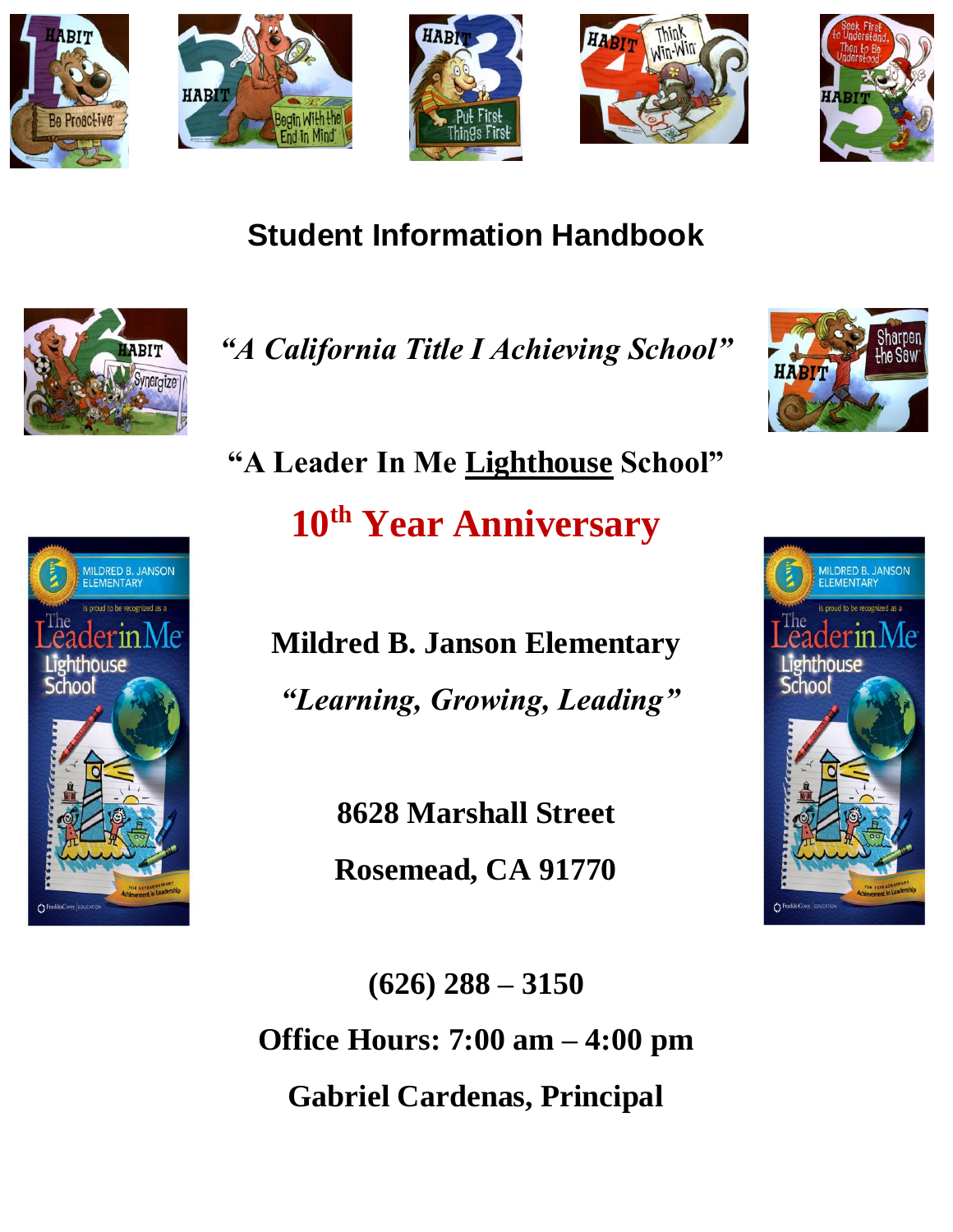# Student Information Handbook

***"A California Title I Achieving School"***

**"A Leader In Me <u>Lighthouse</u> School"**

## 10th Year Anniversary

**Mildred B. Janson Elementary**

***"Learning, Growing, Leading"***

**8628 Marshall Street**

**Rosemead, CA 91770**

**(626) 288 – 3150**

**Office Hours: 7:00 am – 4:00 pm**

**Gabriel Cardenas, Principal**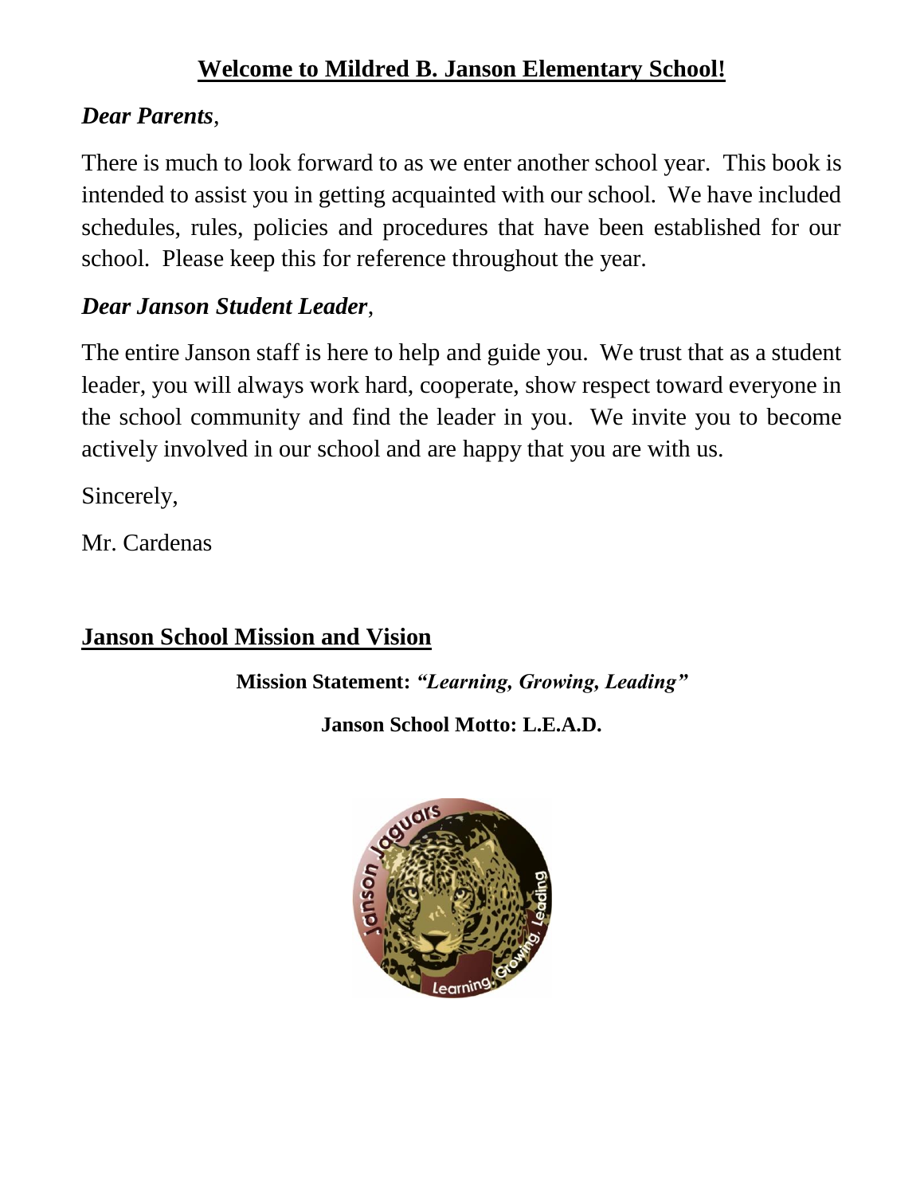# Welcome to Mildred B. Janson Elementary School!

***Dear Parents*,**

There is much to look forward to as we enter another school year. This book is intended to assist you in getting acquainted with our school. We have included schedules, rules, policies and procedures that have been established for our school. Please keep this for reference throughout the year.

***Dear Janson Student Leader*,**

The entire Janson staff is here to help and guide you. We trust that as a student leader, you will always work hard, cooperate, show respect toward everyone in the school community and find the leader in you. We invite you to become actively involved in our school and are happy that you are with us.

Sincerely,

Mr. Cardenas

## Janson School Mission and Vision

**Mission Statement: *"Learning, Growing, Leading"***

**Janson School Motto: L.E.A.D.**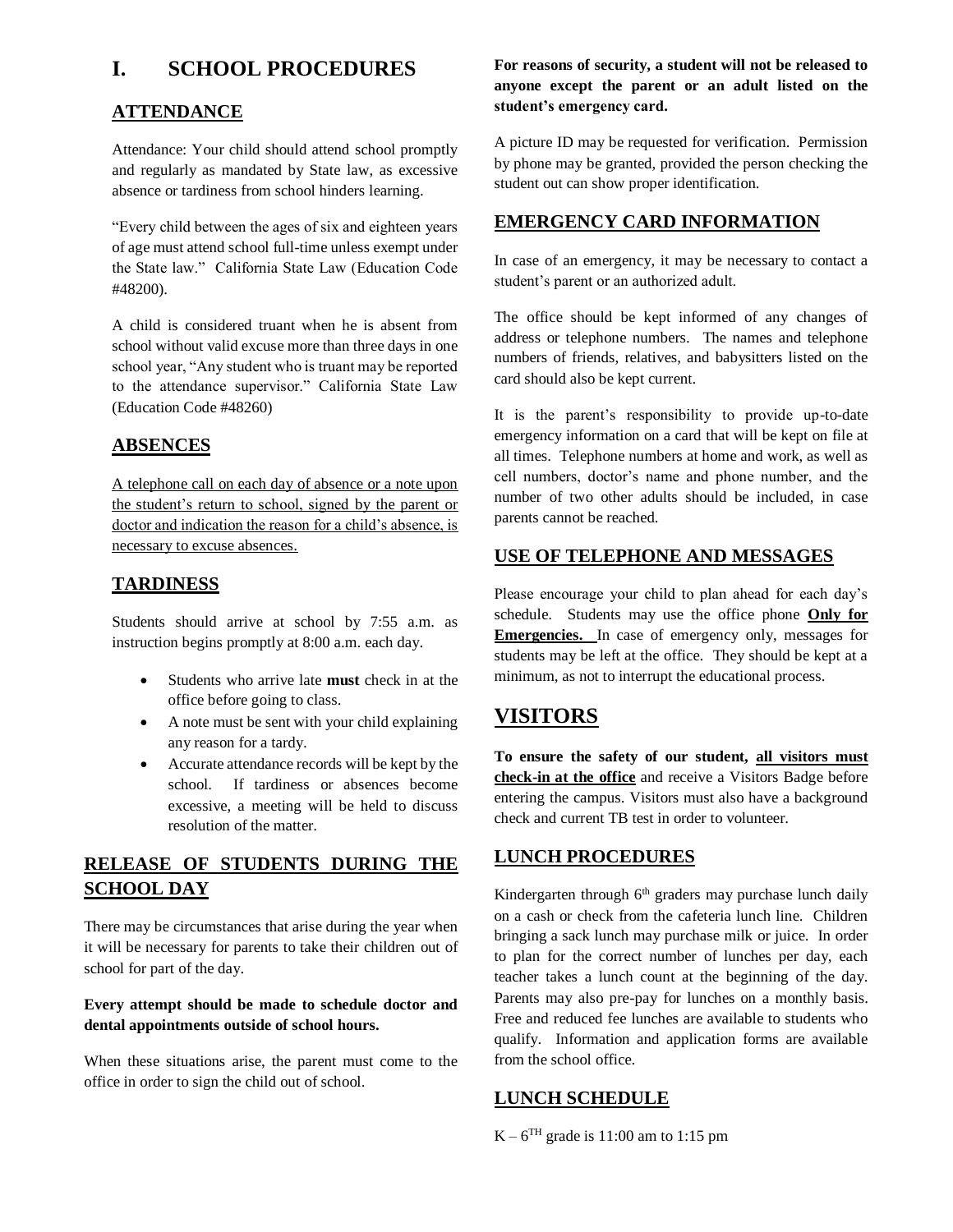# I. SCHOOL PROCEDURES

## ATTENDANCE

Attendance: Your child should attend school promptly and regularly as mandated by State law, as excessive absence or tardiness from school hinders learning.

"Every child between the ages of six and eighteen years of age must attend school full-time unless exempt under the State law." California State Law (Education Code #48200).

A child is considered truant when he is absent from school without valid excuse more than three days in one school year, "Any student who is truant may be reported to the attendance supervisor." California State Law (Education Code #48260)

## ABSENCES

A telephone call on each day of absence or a note upon the student's return to school, signed by the parent or doctor and indication the reason for a child's absence, is necessary to excuse absences.

## TARDINESS

Students should arrive at school by 7:55 a.m. as instruction begins promptly at 8:00 a.m. each day.

- Students who arrive late **must** check in at the office before going to class.
- A note must be sent with your child explaining any reason for a tardy.
- Accurate attendance records will be kept by the school. If tardiness or absences become excessive, a meeting will be held to discuss resolution of the matter.

## RELEASE OF STUDENTS DURING THE SCHOOL DAY

There may be circumstances that arise during the year when it will be necessary for parents to take their children out of school for part of the day.

**Every attempt should be made to schedule doctor and dental appointments outside of school hours.**

When these situations arise, the parent must come to the office in order to sign the child out of school.

**For reasons of security, a student will not be released to anyone except the parent or an adult listed on the student's emergency card.**

A picture ID may be requested for verification. Permission by phone may be granted, provided the person checking the student out can show proper identification.

## EMERGENCY CARD INFORMATION

In case of an emergency, it may be necessary to contact a student's parent or an authorized adult.

The office should be kept informed of any changes of address or telephone numbers. The names and telephone numbers of friends, relatives, and babysitters listed on the card should also be kept current.

It is the parent's responsibility to provide up-to-date emergency information on a card that will be kept on file at all times. Telephone numbers at home and work, as well as cell numbers, doctor's name and phone number, and the number of two other adults should be included, in case parents cannot be reached.

## USE OF TELEPHONE AND MESSAGES

Please encourage your child to plan ahead for each day's schedule. Students may use the office phone **Only for Emergencies.** In case of emergency only, messages for students may be left at the office. They should be kept at a minimum, as not to interrupt the educational process.

# VISITORS

**To ensure the safety of our student, all visitors must check-in at the office** and receive a Visitors Badge before entering the campus. Visitors must also have a background check and current TB test in order to volunteer.

## LUNCH PROCEDURES

Kindergarten through 6th graders may purchase lunch daily on a cash or check from the cafeteria lunch line. Children bringing a sack lunch may purchase milk or juice. In order to plan for the correct number of lunches per day, each teacher takes a lunch count at the beginning of the day. Parents may also pre-pay for lunches on a monthly basis. Free and reduced fee lunches are available to students who qualify. Information and application forms are available from the school office.

## LUNCH SCHEDULE

K – 6TH grade is 11:00 am to 1:15 pm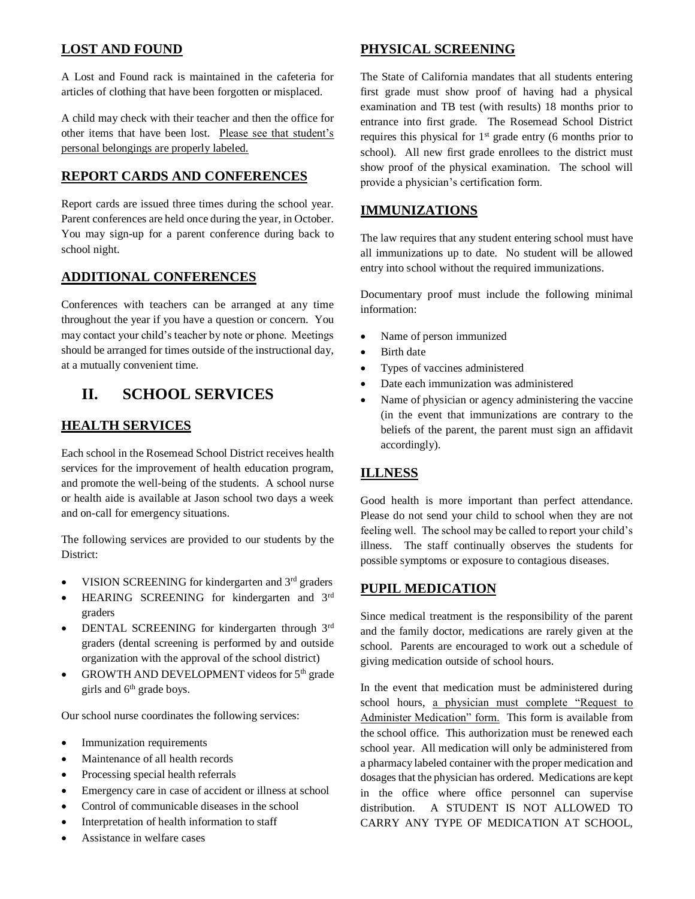## LOST AND FOUND

A Lost and Found rack is maintained in the cafeteria for articles of clothing that have been forgotten or misplaced.

A child may check with their teacher and then the office for other items that have been lost. Please see that student's personal belongings are properly labeled.

## REPORT CARDS AND CONFERENCES

Report cards are issued three times during the school year. Parent conferences are held once during the year, in October. You may sign-up for a parent conference during back to school night.

## ADDITIONAL CONFERENCES

Conferences with teachers can be arranged at any time throughout the year if you have a question or concern. You may contact your child's teacher by note or phone. Meetings should be arranged for times outside of the instructional day, at a mutually convenient time.

# II. SCHOOL SERVICES

## HEALTH SERVICES

Each school in the Rosemead School District receives health services for the improvement of health education program, and promote the well-being of the students. A school nurse or health aide is available at Jason school two days a week and on-call for emergency situations.

The following services are provided to our students by the District:

- VISION SCREENING for kindergarten and 3rd graders
- HEARING SCREENING for kindergarten and 3rd graders
- DENTAL SCREENING for kindergarten through 3rd graders (dental screening is performed by and outside organization with the approval of the school district)
- GROWTH AND DEVELOPMENT videos for 5th grade girls and 6th grade boys.

Our school nurse coordinates the following services:

- Immunization requirements
- Maintenance of all health records
- Processing special health referrals
- Emergency care in case of accident or illness at school
- Control of communicable diseases in the school
- Interpretation of health information to staff
- Assistance in welfare cases

## PHYSICAL SCREENING

The State of California mandates that all students entering first grade must show proof of having had a physical examination and TB test (with results) 18 months prior to entrance into first grade. The Rosemead School District requires this physical for 1st grade entry (6 months prior to school). All new first grade enrollees to the district must show proof of the physical examination. The school will provide a physician's certification form.

## IMMUNIZATIONS

The law requires that any student entering school must have all immunizations up to date. No student will be allowed entry into school without the required immunizations.

Documentary proof must include the following minimal information:

- Name of person immunized
- Birth date
- Types of vaccines administered
- Date each immunization was administered
- Name of physician or agency administering the vaccine (in the event that immunizations are contrary to the beliefs of the parent, the parent must sign an affidavit accordingly).

## ILLNESS

Good health is more important than perfect attendance. Please do not send your child to school when they are not feeling well. The school may be called to report your child's illness. The staff continually observes the students for possible symptoms or exposure to contagious diseases.

## PUPIL MEDICATION

Since medical treatment is the responsibility of the parent and the family doctor, medications are rarely given at the school. Parents are encouraged to work out a schedule of giving medication outside of school hours.

In the event that medication must be administered during school hours, a physician must complete "Request to Administer Medication" form. This form is available from the school office. This authorization must be renewed each school year. All medication will only be administered from a pharmacy labeled container with the proper medication and dosages that the physician has ordered. Medications are kept in the office where office personnel can supervise distribution. A STUDENT IS NOT ALLOWED TO CARRY ANY TYPE OF MEDICATION AT SCHOOL,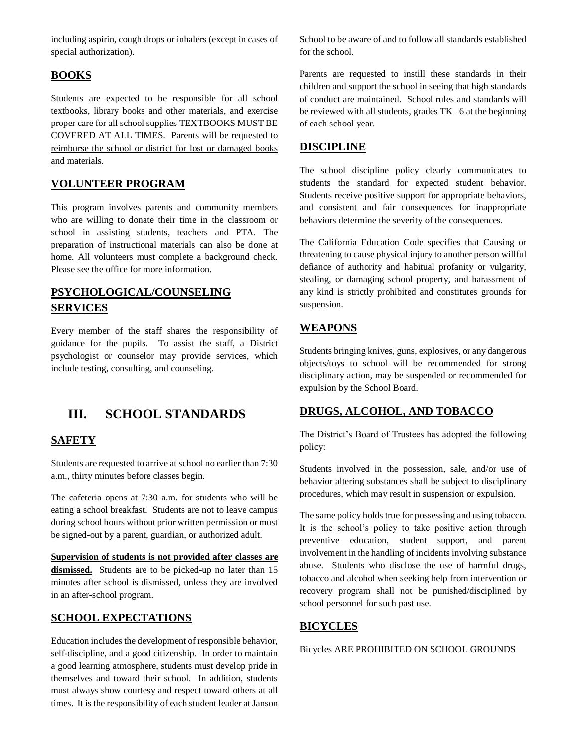including aspirin, cough drops or inhalers (except in cases of special authorization).

## BOOKS

Students are expected to be responsible for all school textbooks, library books and other materials, and exercise proper care for all school supplies TEXTBOOKS MUST BE COVERED AT ALL TIMES. Parents will be requested to reimburse the school or district for lost or damaged books and materials.

## VOLUNTEER PROGRAM

This program involves parents and community members who are willing to donate their time in the classroom or school in assisting students, teachers and PTA. The preparation of instructional materials can also be done at home. All volunteers must complete a background check. Please see the office for more information.

## PSYCHOLOGICAL/COUNSELING SERVICES

Every member of the staff shares the responsibility of guidance for the pupils. To assist the staff, a District psychologist or counselor may provide services, which include testing, consulting, and counseling.

# III. SCHOOL STANDARDS

## SAFETY

Students are requested to arrive at school no earlier than 7:30 a.m., thirty minutes before classes begin.

The cafeteria opens at 7:30 a.m. for students who will be eating a school breakfast. Students are not to leave campus during school hours without prior written permission or must be signed-out by a parent, guardian, or authorized adult.

**Supervision of students is not provided after classes are dismissed.** Students are to be picked-up no later than 15 minutes after school is dismissed, unless they are involved in an after-school program.

## SCHOOL EXPECTATIONS

Education includes the development of responsible behavior, self-discipline, and a good citizenship. In order to maintain a good learning atmosphere, students must develop pride in themselves and toward their school. In addition, students must always show courtesy and respect toward others at all times. It is the responsibility of each student leader at Janson School to be aware of and to follow all standards established for the school.

Parents are requested to instill these standards in their children and support the school in seeing that high standards of conduct are maintained. School rules and standards will be reviewed with all students, grades TK– 6 at the beginning of each school year.

## DISCIPLINE

The school discipline policy clearly communicates to students the standard for expected student behavior. Students receive positive support for appropriate behaviors, and consistent and fair consequences for inappropriate behaviors determine the severity of the consequences.

The California Education Code specifies that Causing or threatening to cause physical injury to another person willful defiance of authority and habitual profanity or vulgarity, stealing, or damaging school property, and harassment of any kind is strictly prohibited and constitutes grounds for suspension.

## WEAPONS

Students bringing knives, guns, explosives, or any dangerous objects/toys to school will be recommended for strong disciplinary action, may be suspended or recommended for expulsion by the School Board.

## DRUGS, ALCOHOL, AND TOBACCO

The District's Board of Trustees has adopted the following policy:

Students involved in the possession, sale, and/or use of behavior altering substances shall be subject to disciplinary procedures, which may result in suspension or expulsion.

The same policy holds true for possessing and using tobacco. It is the school's policy to take positive action through preventive education, student support, and parent involvement in the handling of incidents involving substance abuse. Students who disclose the use of harmful drugs, tobacco and alcohol when seeking help from intervention or recovery program shall not be punished/disciplined by school personnel for such past use.

## BICYCLES

Bicycles ARE PROHIBITED ON SCHOOL GROUNDS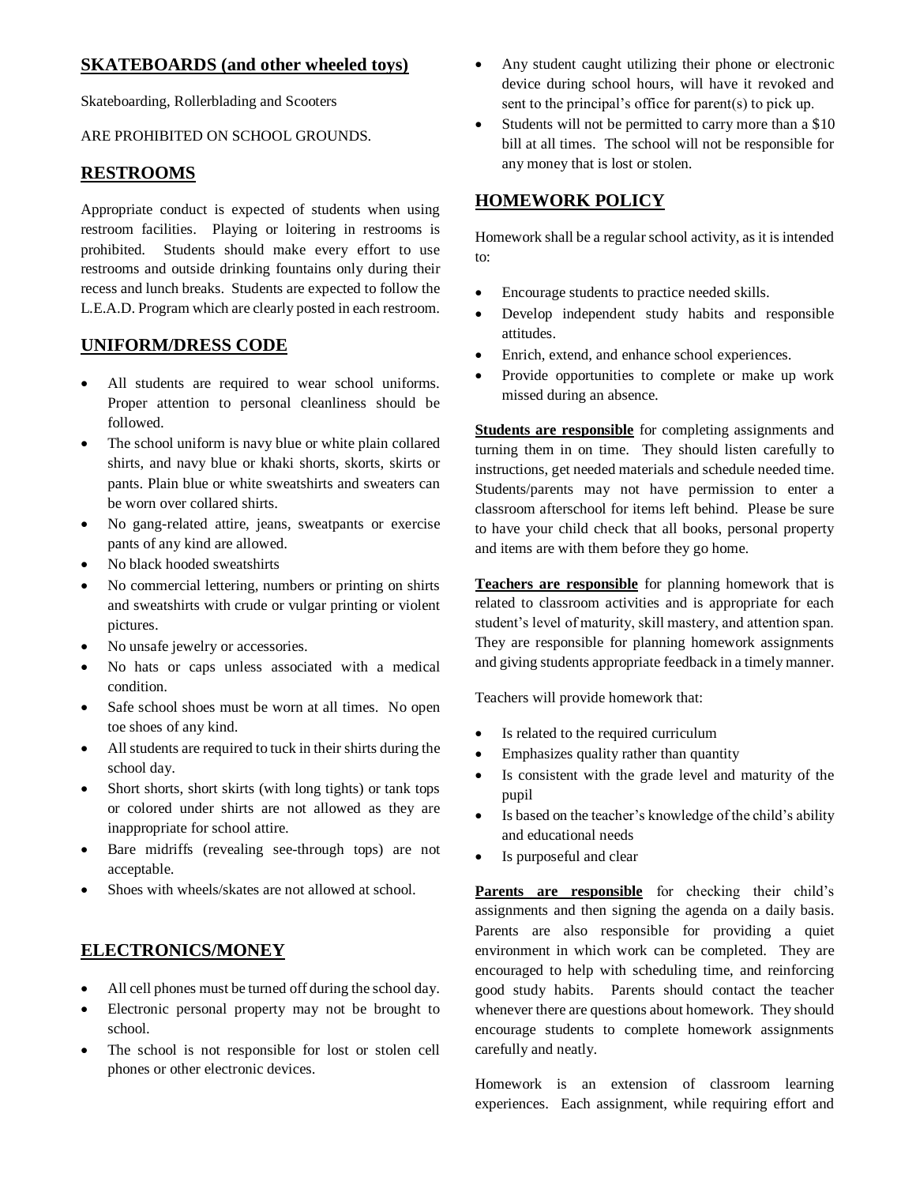## SKATEBOARDS (and other wheeled toys)

Skateboarding, Rollerblading and Scooters

ARE PROHIBITED ON SCHOOL GROUNDS.

## RESTROOMS

Appropriate conduct is expected of students when using restroom facilities. Playing or loitering in restrooms is prohibited. Students should make every effort to use restrooms and outside drinking fountains only during their recess and lunch breaks. Students are expected to follow the L.E.A.D. Program which are clearly posted in each restroom.

## UNIFORM/DRESS CODE

- All students are required to wear school uniforms. Proper attention to personal cleanliness should be followed.
- The school uniform is navy blue or white plain collared shirts, and navy blue or khaki shorts, skorts, skirts or pants. Plain blue or white sweatshirts and sweaters can be worn over collared shirts.
- No gang-related attire, jeans, sweatpants or exercise pants of any kind are allowed.
- No black hooded sweatshirts
- No commercial lettering, numbers or printing on shirts and sweatshirts with crude or vulgar printing or violent pictures.
- No unsafe jewelry or accessories.
- No hats or caps unless associated with a medical condition.
- Safe school shoes must be worn at all times. No open toe shoes of any kind.
- All students are required to tuck in their shirts during the school day.
- Short shorts, short skirts (with long tights) or tank tops or colored under shirts are not allowed as they are inappropriate for school attire.
- Bare midriffs (revealing see-through tops) are not acceptable.
- Shoes with wheels/skates are not allowed at school.

## ELECTRONICS/MONEY

- All cell phones must be turned off during the school day.
- Electronic personal property may not be brought to school.
- The school is not responsible for lost or stolen cell phones or other electronic devices.
- Any student caught utilizing their phone or electronic device during school hours, will have it revoked and sent to the principal's office for parent(s) to pick up.
- Students will not be permitted to carry more than a $10 bill at all times. The school will not be responsible for any money that is lost or stolen.

## HOMEWORK POLICY

Homework shall be a regular school activity, as it is intended to:

- Encourage students to practice needed skills.
- Develop independent study habits and responsible attitudes.
- Enrich, extend, and enhance school experiences.
- Provide opportunities to complete or make up work missed during an absence.

**Students are responsible** for completing assignments and turning them in on time. They should listen carefully to instructions, get needed materials and schedule needed time. Students/parents may not have permission to enter a classroom afterschool for items left behind. Please be sure to have your child check that all books, personal property and items are with them before they go home.

**Teachers are responsible** for planning homework that is related to classroom activities and is appropriate for each student's level of maturity, skill mastery, and attention span. They are responsible for planning homework assignments and giving students appropriate feedback in a timely manner.

Teachers will provide homework that:

- Is related to the required curriculum
- Emphasizes quality rather than quantity
- Is consistent with the grade level and maturity of the pupil
- Is based on the teacher's knowledge of the child's ability and educational needs
- Is purposeful and clear

**Parents are responsible** for checking their child's assignments and then signing the agenda on a daily basis. Parents are also responsible for providing a quiet environment in which work can be completed. They are encouraged to help with scheduling time, and reinforcing good study habits. Parents should contact the teacher whenever there are questions about homework. They should encourage students to complete homework assignments carefully and neatly.

Homework is an extension of classroom learning experiences. Each assignment, while requiring effort and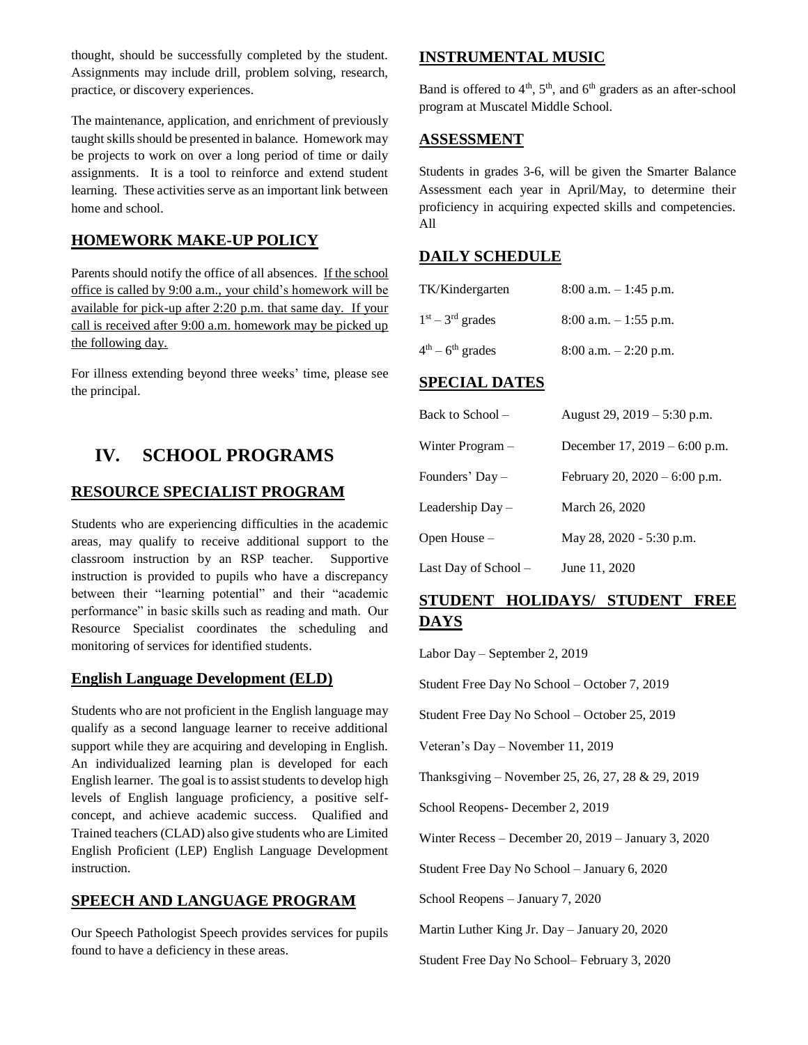thought, should be successfully completed by the student. Assignments may include drill, problem solving, research, practice, or discovery experiences.

The maintenance, application, and enrichment of previously taught skills should be presented in balance. Homework may be projects to work on over a long period of time or daily assignments. It is a tool to reinforce and extend student learning. These activities serve as an important link between home and school.

## HOMEWORK MAKE-UP POLICY

Parents should notify the office of all absences. If the school office is called by 9:00 a.m., your child's homework will be available for pick-up after 2:20 p.m. that same day. If your call is received after 9:00 a.m. homework may be picked up the following day.

For illness extending beyond three weeks' time, please see the principal.

# IV. SCHOOL PROGRAMS

## RESOURCE SPECIALIST PROGRAM

Students who are experiencing difficulties in the academic areas, may qualify to receive additional support to the classroom instruction by an RSP teacher. Supportive instruction is provided to pupils who have a discrepancy between their "learning potential" and their "academic performance" in basic skills such as reading and math. Our Resource Specialist coordinates the scheduling and monitoring of services for identified students.

## English Language Development (ELD)

Students who are not proficient in the English language may qualify as a second language learner to receive additional support while they are acquiring and developing in English. An individualized learning plan is developed for each English learner. The goal is to assist students to develop high levels of English language proficiency, a positive self-concept, and achieve academic success. Qualified and Trained teachers (CLAD) also give students who are Limited English Proficient (LEP) English Language Development instruction.

## SPEECH AND LANGUAGE PROGRAM

Our Speech Pathologist Speech provides services for pupils found to have a deficiency in these areas.

## INSTRUMENTAL MUSIC

Band is offered to 4th, 5th, and 6th graders as an after-school program at Muscatel Middle School.

## ASSESSMENT

Students in grades 3-6, will be given the Smarter Balance Assessment each year in April/May, to determine their proficiency in acquiring expected skills and competencies. All

## DAILY SCHEDULE

| | |
|---|---|
| TK/Kindergarten | 8:00 a.m. – 1:45 p.m. |
| 1st – 3rd grades | 8:00 a.m. – 1:55 p.m. |
| 4th – 6th grades | 8:00 a.m. – 2:20 p.m. |

## SPECIAL DATES

| | |
|---|---|
| Back to School – | August 29, 2019 – 5:30 p.m. |
| Winter Program – | December 17, 2019 – 6:00 p.m. |
| Founders' Day – | February 20, 2020 – 6:00 p.m. |
| Leadership Day – | March 26, 2020 |
| Open House – | May 28, 2020 - 5:30 p.m. |
| Last Day of School – | June 11, 2020 |

## STUDENT HOLIDAYS/ STUDENT FREE DAYS

Labor Day – September 2, 2019

Student Free Day No School – October 7, 2019

Student Free Day No School – October 25, 2019

Veteran's Day – November 11, 2019

Thanksgiving – November 25, 26, 27, 28 & 29, 2019

School Reopens- December 2, 2019

Winter Recess – December 20, 2019 – January 3, 2020

Student Free Day No School – January 6, 2020

School Reopens – January 7, 2020

Martin Luther King Jr. Day – January 20, 2020

Student Free Day No School– February 3, 2020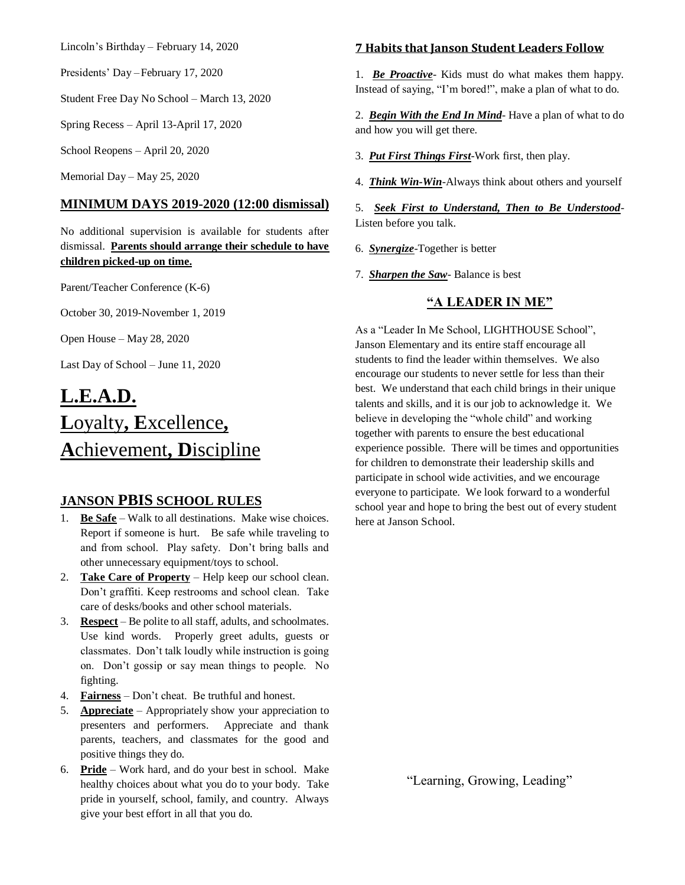Lincoln's Birthday – February 14, 2020

Presidents' Day – February 17, 2020

Student Free Day No School – March 13, 2020

Spring Recess – April 13-April 17, 2020

School Reopens – April 20, 2020

Memorial Day – May 25, 2020

## MINIMUM DAYS 2019-2020 (12:00 dismissal)

No additional supervision is available for students after dismissal. **Parents should arrange their schedule to have children picked-up on time.**

Parent/Teacher Conference (K-6)

October 30, 2019-November 1, 2019

Open House – May 28, 2020

Last Day of School – June 11, 2020

# L.E.A.D.

# **L**oyalty**, E**xcellence**, A**chievement**, D**iscipline

## JANSON PBIS SCHOOL RULES

1. **Be Safe** – Walk to all destinations. Make wise choices. Report if someone is hurt. Be safe while traveling to and from school. Play safety. Don't bring balls and other unnecessary equipment/toys to school.
2. **Take Care of Property** – Help keep our school clean. Don't graffiti. Keep restrooms and school clean. Take care of desks/books and other school materials.
3. **Respect** – Be polite to all staff, adults, and schoolmates. Use kind words. Properly greet adults, guests or classmates. Don't talk loudly while instruction is going on. Don't gossip or say mean things to people. No fighting.
4. **Fairness** – Don't cheat. Be truthful and honest.
5. **Appreciate** – Appropriately show your appreciation to presenters and performers. Appreciate and thank parents, teachers, and classmates for the good and positive things they do.
6. **Pride** – Work hard, and do your best in school. Make healthy choices about what you do to your body. Take pride in yourself, school, family, and country. Always give your best effort in all that you do.

## 7 Habits that Janson Student Leaders Follow

1. ***Be Proactive***- Kids must do what makes them happy. Instead of saying, "I'm bored!", make a plan of what to do.
2. ***Begin With the End In Mind***- Have a plan of what to do and how you will get there.
3. ***Put First Things First***-Work first, then play.
4. ***Think Win-Win***-Always think about others and yourself
5. ***Seek First to Understand, Then to Be Understood***- Listen before you talk.
6. ***Synergize***-Together is better
7. ***Sharpen the Saw***- Balance is best

## "A LEADER IN ME"

As a "Leader In Me School, LIGHTHOUSE School", Janson Elementary and its entire staff encourage all students to find the leader within themselves. We also encourage our students to never settle for less than their best. We understand that each child brings in their unique talents and skills, and it is our job to acknowledge it. We believe in developing the "whole child" and working together with parents to ensure the best educational experience possible. There will be times and opportunities for children to demonstrate their leadership skills and participate in school wide activities, and we encourage everyone to participate. We look forward to a wonderful school year and hope to bring the best out of every student here at Janson School.

"Learning, Growing, Leading"